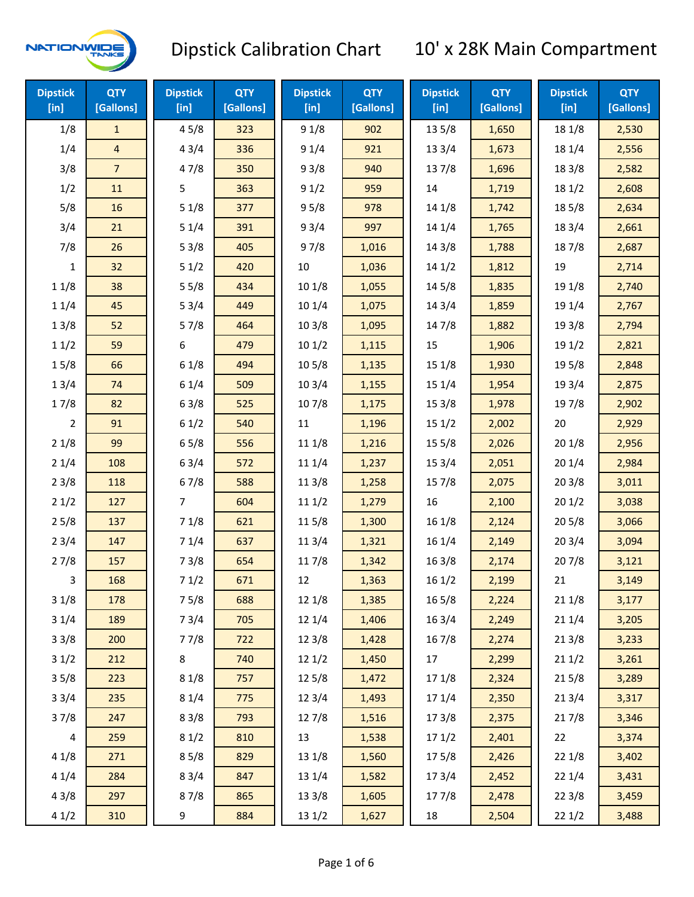# Dipstick Calibration Chart — 10' x 28K Main Compartment

NATIONWIDE TANKS

| Dipstick [in] | QTY [Gallons] | Dipstick [in] | QTY [Gallons] | Dipstick [in] | QTY [Gallons] | Dipstick [in] | QTY [Gallons] | Dipstick [in] | QTY [Gallons] |
|---|---|---|---|---|---|---|---|---|---|
| 1/8 | 1 | 4 5/8 | 323 | 9 1/8 | 902 | 13 5/8 | 1,650 | 18 1/8 | 2,530 |
| 1/4 | 4 | 4 3/4 | 336 | 9 1/4 | 921 | 13 3/4 | 1,673 | 18 1/4 | 2,556 |
| 3/8 | 7 | 4 7/8 | 350 | 9 3/8 | 940 | 13 7/8 | 1,696 | 18 3/8 | 2,582 |
| 1/2 | 11 | 5 | 363 | 9 1/2 | 959 | 14 | 1,719 | 18 1/2 | 2,608 |
| 5/8 | 16 | 5 1/8 | 377 | 9 5/8 | 978 | 14 1/8 | 1,742 | 18 5/8 | 2,634 |
| 3/4 | 21 | 5 1/4 | 391 | 9 3/4 | 997 | 14 1/4 | 1,765 | 18 3/4 | 2,661 |
| 7/8 | 26 | 5 3/8 | 405 | 9 7/8 | 1,016 | 14 3/8 | 1,788 | 18 7/8 | 2,687 |
| 1 | 32 | 5 1/2 | 420 | 10 | 1,036 | 14 1/2 | 1,812 | 19 | 2,714 |
| 1 1/8 | 38 | 5 5/8 | 434 | 10 1/8 | 1,055 | 14 5/8 | 1,835 | 19 1/8 | 2,740 |
| 1 1/4 | 45 | 5 3/4 | 449 | 10 1/4 | 1,075 | 14 3/4 | 1,859 | 19 1/4 | 2,767 |
| 1 3/8 | 52 | 5 7/8 | 464 | 10 3/8 | 1,095 | 14 7/8 | 1,882 | 19 3/8 | 2,794 |
| 1 1/2 | 59 | 6 | 479 | 10 1/2 | 1,115 | 15 | 1,906 | 19 1/2 | 2,821 |
| 1 5/8 | 66 | 6 1/8 | 494 | 10 5/8 | 1,135 | 15 1/8 | 1,930 | 19 5/8 | 2,848 |
| 1 3/4 | 74 | 6 1/4 | 509 | 10 3/4 | 1,155 | 15 1/4 | 1,954 | 19 3/4 | 2,875 |
| 1 7/8 | 82 | 6 3/8 | 525 | 10 7/8 | 1,175 | 15 3/8 | 1,978 | 19 7/8 | 2,902 |
| 2 | 91 | 6 1/2 | 540 | 11 | 1,196 | 15 1/2 | 2,002 | 20 | 2,929 |
| 2 1/8 | 99 | 6 5/8 | 556 | 11 1/8 | 1,216 | 15 5/8 | 2,026 | 20 1/8 | 2,956 |
| 2 1/4 | 108 | 6 3/4 | 572 | 11 1/4 | 1,237 | 15 3/4 | 2,051 | 20 1/4 | 2,984 |
| 2 3/8 | 118 | 6 7/8 | 588 | 11 3/8 | 1,258 | 15 7/8 | 2,075 | 20 3/8 | 3,011 |
| 2 1/2 | 127 | 7 | 604 | 11 1/2 | 1,279 | 16 | 2,100 | 20 1/2 | 3,038 |
| 2 5/8 | 137 | 7 1/8 | 621 | 11 5/8 | 1,300 | 16 1/8 | 2,124 | 20 5/8 | 3,066 |
| 2 3/4 | 147 | 7 1/4 | 637 | 11 3/4 | 1,321 | 16 1/4 | 2,149 | 20 3/4 | 3,094 |
| 2 7/8 | 157 | 7 3/8 | 654 | 11 7/8 | 1,342 | 16 3/8 | 2,174 | 20 7/8 | 3,121 |
| 3 | 168 | 7 1/2 | 671 | 12 | 1,363 | 16 1/2 | 2,199 | 21 | 3,149 |
| 3 1/8 | 178 | 7 5/8 | 688 | 12 1/8 | 1,385 | 16 5/8 | 2,224 | 21 1/8 | 3,177 |
| 3 1/4 | 189 | 7 3/4 | 705 | 12 1/4 | 1,406 | 16 3/4 | 2,249 | 21 1/4 | 3,205 |
| 3 3/8 | 200 | 7 7/8 | 722 | 12 3/8 | 1,428 | 16 7/8 | 2,274 | 21 3/8 | 3,233 |
| 3 1/2 | 212 | 8 | 740 | 12 1/2 | 1,450 | 17 | 2,299 | 21 1/2 | 3,261 |
| 3 5/8 | 223 | 8 1/8 | 757 | 12 5/8 | 1,472 | 17 1/8 | 2,324 | 21 5/8 | 3,289 |
| 3 3/4 | 235 | 8 1/4 | 775 | 12 3/4 | 1,493 | 17 1/4 | 2,350 | 21 3/4 | 3,317 |
| 3 7/8 | 247 | 8 3/8 | 793 | 12 7/8 | 1,516 | 17 3/8 | 2,375 | 21 7/8 | 3,346 |
| 4 | 259 | 8 1/2 | 810 | 13 | 1,538 | 17 1/2 | 2,401 | 22 | 3,374 |
| 4 1/8 | 271 | 8 5/8 | 829 | 13 1/8 | 1,560 | 17 5/8 | 2,426 | 22 1/8 | 3,402 |
| 4 1/4 | 284 | 8 3/4 | 847 | 13 1/4 | 1,582 | 17 3/4 | 2,452 | 22 1/4 | 3,431 |
| 4 3/8 | 297 | 8 7/8 | 865 | 13 3/8 | 1,605 | 17 7/8 | 2,478 | 22 3/8 | 3,459 |
| 4 1/2 | 310 | 9 | 884 | 13 1/2 | 1,627 | 18 | 2,504 | 22 1/2 | 3,488 |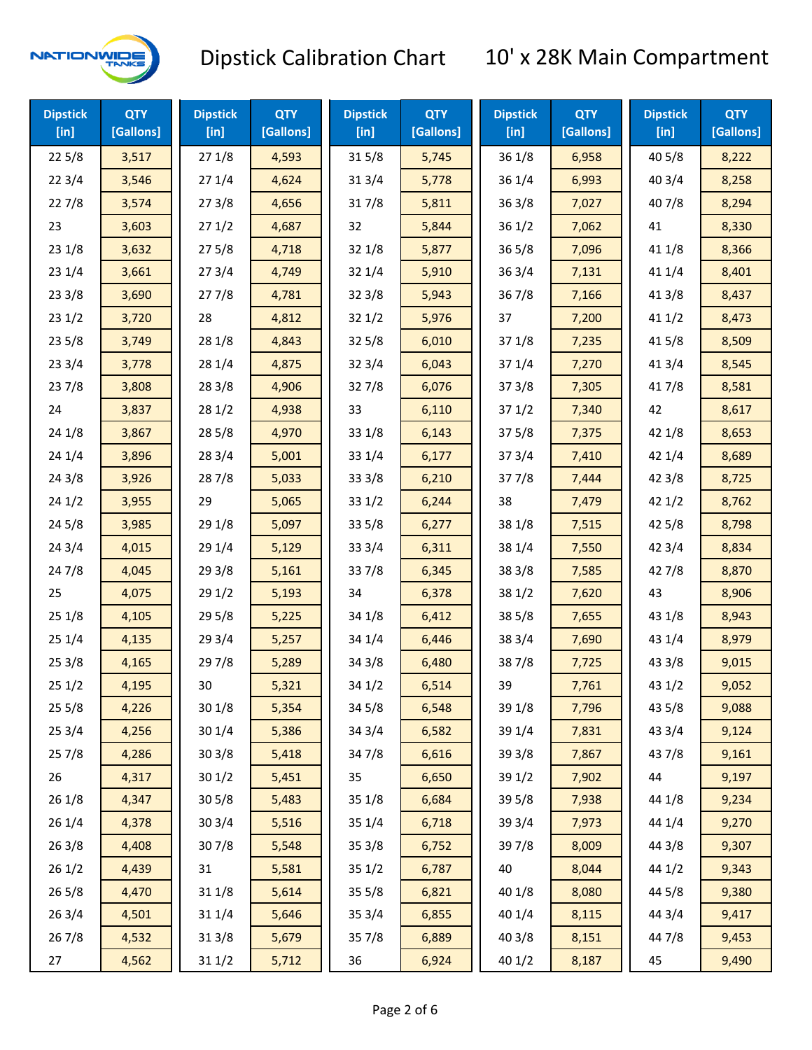# Dipstick Calibration Chart 10' x 28K Main Compartment

| Dipstick [in] | QTY [Gallons] | Dipstick [in] | QTY [Gallons] | Dipstick [in] | QTY [Gallons] | Dipstick [in] | QTY [Gallons] | Dipstick [in] | QTY [Gallons] |
|---|---|---|---|---|---|---|---|---|---|
| 22 5/8 | 3,517 | 27 1/8 | 4,593 | 31 5/8 | 5,745 | 36 1/8 | 6,958 | 40 5/8 | 8,222 |
| 22 3/4 | 3,546 | 27 1/4 | 4,624 | 31 3/4 | 5,778 | 36 1/4 | 6,993 | 40 3/4 | 8,258 |
| 22 7/8 | 3,574 | 27 3/8 | 4,656 | 31 7/8 | 5,811 | 36 3/8 | 7,027 | 40 7/8 | 8,294 |
| 23 | 3,603 | 27 1/2 | 4,687 | 32 | 5,844 | 36 1/2 | 7,062 | 41 | 8,330 |
| 23 1/8 | 3,632 | 27 5/8 | 4,718 | 32 1/8 | 5,877 | 36 5/8 | 7,096 | 41 1/8 | 8,366 |
| 23 1/4 | 3,661 | 27 3/4 | 4,749 | 32 1/4 | 5,910 | 36 3/4 | 7,131 | 41 1/4 | 8,401 |
| 23 3/8 | 3,690 | 27 7/8 | 4,781 | 32 3/8 | 5,943 | 36 7/8 | 7,166 | 41 3/8 | 8,437 |
| 23 1/2 | 3,720 | 28 | 4,812 | 32 1/2 | 5,976 | 37 | 7,200 | 41 1/2 | 8,473 |
| 23 5/8 | 3,749 | 28 1/8 | 4,843 | 32 5/8 | 6,010 | 37 1/8 | 7,235 | 41 5/8 | 8,509 |
| 23 3/4 | 3,778 | 28 1/4 | 4,875 | 32 3/4 | 6,043 | 37 1/4 | 7,270 | 41 3/4 | 8,545 |
| 23 7/8 | 3,808 | 28 3/8 | 4,906 | 32 7/8 | 6,076 | 37 3/8 | 7,305 | 41 7/8 | 8,581 |
| 24 | 3,837 | 28 1/2 | 4,938 | 33 | 6,110 | 37 1/2 | 7,340 | 42 | 8,617 |
| 24 1/8 | 3,867 | 28 5/8 | 4,970 | 33 1/8 | 6,143 | 37 5/8 | 7,375 | 42 1/8 | 8,653 |
| 24 1/4 | 3,896 | 28 3/4 | 5,001 | 33 1/4 | 6,177 | 37 3/4 | 7,410 | 42 1/4 | 8,689 |
| 24 3/8 | 3,926 | 28 7/8 | 5,033 | 33 3/8 | 6,210 | 37 7/8 | 7,444 | 42 3/8 | 8,725 |
| 24 1/2 | 3,955 | 29 | 5,065 | 33 1/2 | 6,244 | 38 | 7,479 | 42 1/2 | 8,762 |
| 24 5/8 | 3,985 | 29 1/8 | 5,097 | 33 5/8 | 6,277 | 38 1/8 | 7,515 | 42 5/8 | 8,798 |
| 24 3/4 | 4,015 | 29 1/4 | 5,129 | 33 3/4 | 6,311 | 38 1/4 | 7,550 | 42 3/4 | 8,834 |
| 24 7/8 | 4,045 | 29 3/8 | 5,161 | 33 7/8 | 6,345 | 38 3/8 | 7,585 | 42 7/8 | 8,870 |
| 25 | 4,075 | 29 1/2 | 5,193 | 34 | 6,378 | 38 1/2 | 7,620 | 43 | 8,906 |
| 25 1/8 | 4,105 | 29 5/8 | 5,225 | 34 1/8 | 6,412 | 38 5/8 | 7,655 | 43 1/8 | 8,943 |
| 25 1/4 | 4,135 | 29 3/4 | 5,257 | 34 1/4 | 6,446 | 38 3/4 | 7,690 | 43 1/4 | 8,979 |
| 25 3/8 | 4,165 | 29 7/8 | 5,289 | 34 3/8 | 6,480 | 38 7/8 | 7,725 | 43 3/8 | 9,015 |
| 25 1/2 | 4,195 | 30 | 5,321 | 34 1/2 | 6,514 | 39 | 7,761 | 43 1/2 | 9,052 |
| 25 5/8 | 4,226 | 30 1/8 | 5,354 | 34 5/8 | 6,548 | 39 1/8 | 7,796 | 43 5/8 | 9,088 |
| 25 3/4 | 4,256 | 30 1/4 | 5,386 | 34 3/4 | 6,582 | 39 1/4 | 7,831 | 43 3/4 | 9,124 |
| 25 7/8 | 4,286 | 30 3/8 | 5,418 | 34 7/8 | 6,616 | 39 3/8 | 7,867 | 43 7/8 | 9,161 |
| 26 | 4,317 | 30 1/2 | 5,451 | 35 | 6,650 | 39 1/2 | 7,902 | 44 | 9,197 |
| 26 1/8 | 4,347 | 30 5/8 | 5,483 | 35 1/8 | 6,684 | 39 5/8 | 7,938 | 44 1/8 | 9,234 |
| 26 1/4 | 4,378 | 30 3/4 | 5,516 | 35 1/4 | 6,718 | 39 3/4 | 7,973 | 44 1/4 | 9,270 |
| 26 3/8 | 4,408 | 30 7/8 | 5,548 | 35 3/8 | 6,752 | 39 7/8 | 8,009 | 44 3/8 | 9,307 |
| 26 1/2 | 4,439 | 31 | 5,581 | 35 1/2 | 6,787 | 40 | 8,044 | 44 1/2 | 9,343 |
| 26 5/8 | 4,470 | 31 1/8 | 5,614 | 35 5/8 | 6,821 | 40 1/8 | 8,080 | 44 5/8 | 9,380 |
| 26 3/4 | 4,501 | 31 1/4 | 5,646 | 35 3/4 | 6,855 | 40 1/4 | 8,115 | 44 3/4 | 9,417 |
| 26 7/8 | 4,532 | 31 3/8 | 5,679 | 35 7/8 | 6,889 | 40 3/8 | 8,151 | 44 7/8 | 9,453 |
| 27 | 4,562 | 31 1/2 | 5,712 | 36 | 6,924 | 40 1/2 | 8,187 | 45 | 9,490 |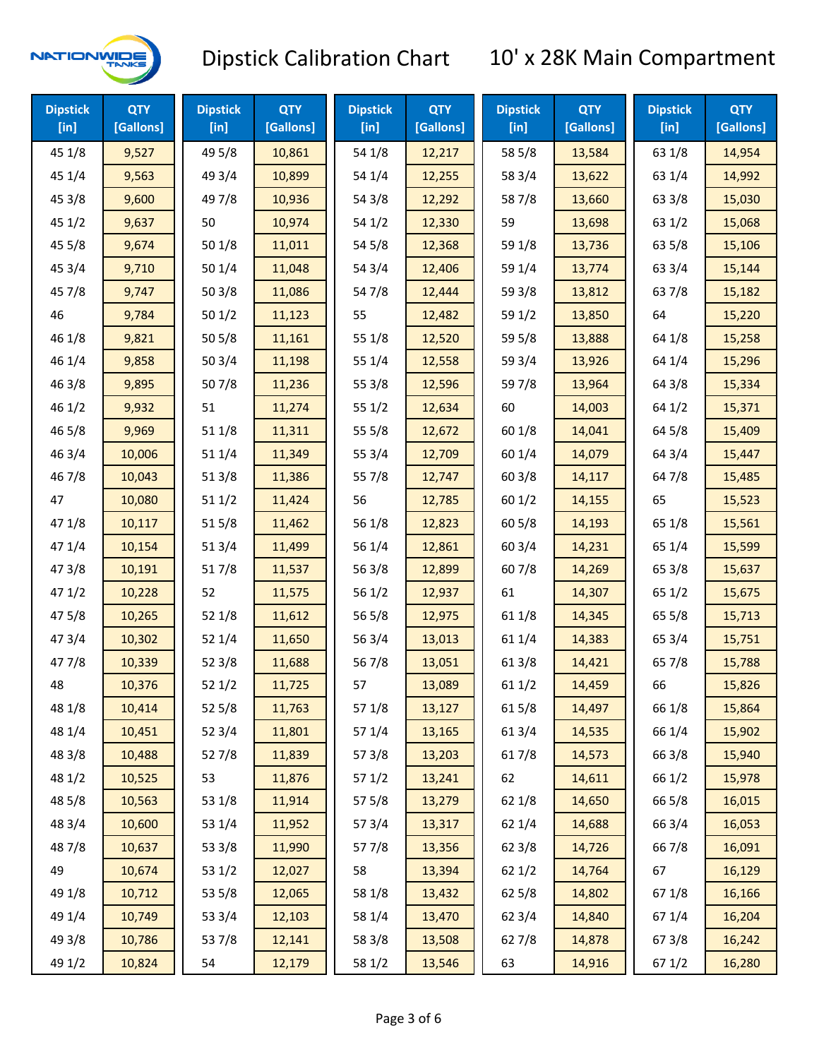# Dipstick Calibration Chart — 10' x 28K Main Compartment

| Dipstick [in] | QTY [Gallons] | Dipstick [in] | QTY [Gallons] | Dipstick [in] | QTY [Gallons] | Dipstick [in] | QTY [Gallons] | Dipstick [in] | QTY [Gallons] |
|---|---|---|---|---|---|---|---|---|---|
| 45 1/8 | 9,527 | 49 5/8 | 10,861 | 54 1/8 | 12,217 | 58 5/8 | 13,584 | 63 1/8 | 14,954 |
| 45 1/4 | 9,563 | 49 3/4 | 10,899 | 54 1/4 | 12,255 | 58 3/4 | 13,622 | 63 1/4 | 14,992 |
| 45 3/8 | 9,600 | 49 7/8 | 10,936 | 54 3/8 | 12,292 | 58 7/8 | 13,660 | 63 3/8 | 15,030 |
| 45 1/2 | 9,637 | 50 | 10,974 | 54 1/2 | 12,330 | 59 | 13,698 | 63 1/2 | 15,068 |
| 45 5/8 | 9,674 | 50 1/8 | 11,011 | 54 5/8 | 12,368 | 59 1/8 | 13,736 | 63 5/8 | 15,106 |
| 45 3/4 | 9,710 | 50 1/4 | 11,048 | 54 3/4 | 12,406 | 59 1/4 | 13,774 | 63 3/4 | 15,144 |
| 45 7/8 | 9,747 | 50 3/8 | 11,086 | 54 7/8 | 12,444 | 59 3/8 | 13,812 | 63 7/8 | 15,182 |
| 46 | 9,784 | 50 1/2 | 11,123 | 55 | 12,482 | 59 1/2 | 13,850 | 64 | 15,220 |
| 46 1/8 | 9,821 | 50 5/8 | 11,161 | 55 1/8 | 12,520 | 59 5/8 | 13,888 | 64 1/8 | 15,258 |
| 46 1/4 | 9,858 | 50 3/4 | 11,198 | 55 1/4 | 12,558 | 59 3/4 | 13,926 | 64 1/4 | 15,296 |
| 46 3/8 | 9,895 | 50 7/8 | 11,236 | 55 3/8 | 12,596 | 59 7/8 | 13,964 | 64 3/8 | 15,334 |
| 46 1/2 | 9,932 | 51 | 11,274 | 55 1/2 | 12,634 | 60 | 14,003 | 64 1/2 | 15,371 |
| 46 5/8 | 9,969 | 51 1/8 | 11,311 | 55 5/8 | 12,672 | 60 1/8 | 14,041 | 64 5/8 | 15,409 |
| 46 3/4 | 10,006 | 51 1/4 | 11,349 | 55 3/4 | 12,709 | 60 1/4 | 14,079 | 64 3/4 | 15,447 |
| 46 7/8 | 10,043 | 51 3/8 | 11,386 | 55 7/8 | 12,747 | 60 3/8 | 14,117 | 64 7/8 | 15,485 |
| 47 | 10,080 | 51 1/2 | 11,424 | 56 | 12,785 | 60 1/2 | 14,155 | 65 | 15,523 |
| 47 1/8 | 10,117 | 51 5/8 | 11,462 | 56 1/8 | 12,823 | 60 5/8 | 14,193 | 65 1/8 | 15,561 |
| 47 1/4 | 10,154 | 51 3/4 | 11,499 | 56 1/4 | 12,861 | 60 3/4 | 14,231 | 65 1/4 | 15,599 |
| 47 3/8 | 10,191 | 51 7/8 | 11,537 | 56 3/8 | 12,899 | 60 7/8 | 14,269 | 65 3/8 | 15,637 |
| 47 1/2 | 10,228 | 52 | 11,575 | 56 1/2 | 12,937 | 61 | 14,307 | 65 1/2 | 15,675 |
| 47 5/8 | 10,265 | 52 1/8 | 11,612 | 56 5/8 | 12,975 | 61 1/8 | 14,345 | 65 5/8 | 15,713 |
| 47 3/4 | 10,302 | 52 1/4 | 11,650 | 56 3/4 | 13,013 | 61 1/4 | 14,383 | 65 3/4 | 15,751 |
| 47 7/8 | 10,339 | 52 3/8 | 11,688 | 56 7/8 | 13,051 | 61 3/8 | 14,421 | 65 7/8 | 15,788 |
| 48 | 10,376 | 52 1/2 | 11,725 | 57 | 13,089 | 61 1/2 | 14,459 | 66 | 15,826 |
| 48 1/8 | 10,414 | 52 5/8 | 11,763 | 57 1/8 | 13,127 | 61 5/8 | 14,497 | 66 1/8 | 15,864 |
| 48 1/4 | 10,451 | 52 3/4 | 11,801 | 57 1/4 | 13,165 | 61 3/4 | 14,535 | 66 1/4 | 15,902 |
| 48 3/8 | 10,488 | 52 7/8 | 11,839 | 57 3/8 | 13,203 | 61 7/8 | 14,573 | 66 3/8 | 15,940 |
| 48 1/2 | 10,525 | 53 | 11,876 | 57 1/2 | 13,241 | 62 | 14,611 | 66 1/2 | 15,978 |
| 48 5/8 | 10,563 | 53 1/8 | 11,914 | 57 5/8 | 13,279 | 62 1/8 | 14,650 | 66 5/8 | 16,015 |
| 48 3/4 | 10,600 | 53 1/4 | 11,952 | 57 3/4 | 13,317 | 62 1/4 | 14,688 | 66 3/4 | 16,053 |
| 48 7/8 | 10,637 | 53 3/8 | 11,990 | 57 7/8 | 13,356 | 62 3/8 | 14,726 | 66 7/8 | 16,091 |
| 49 | 10,674 | 53 1/2 | 12,027 | 58 | 13,394 | 62 1/2 | 14,764 | 67 | 16,129 |
| 49 1/8 | 10,712 | 53 5/8 | 12,065 | 58 1/8 | 13,432 | 62 5/8 | 14,802 | 67 1/8 | 16,166 |
| 49 1/4 | 10,749 | 53 3/4 | 12,103 | 58 1/4 | 13,470 | 62 3/4 | 14,840 | 67 1/4 | 16,204 |
| 49 3/8 | 10,786 | 53 7/8 | 12,141 | 58 3/8 | 13,508 | 62 7/8 | 14,878 | 67 3/8 | 16,242 |
| 49 1/2 | 10,824 | 54 | 12,179 | 58 1/2 | 13,546 | 63 | 14,916 | 67 1/2 | 16,280 |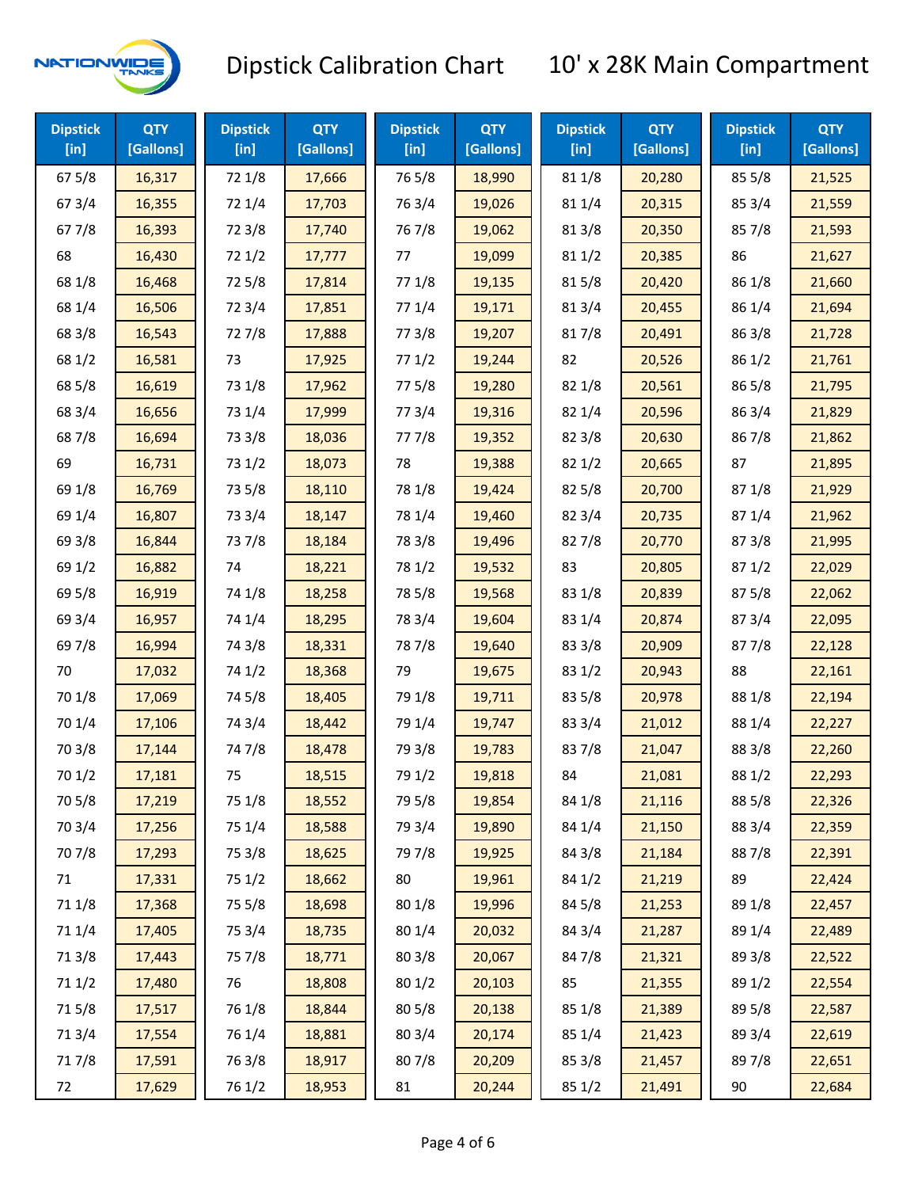# Dipstick Calibration Chart — 10' x 28K Main Compartment

| Dipstick [in] | QTY [Gallons] | Dipstick [in] | QTY [Gallons] | Dipstick [in] | QTY [Gallons] | Dipstick [in] | QTY [Gallons] | Dipstick [in] | QTY [Gallons] |
|---|---|---|---|---|---|---|---|---|---|
| 67 5/8 | 16,317 | 72 1/8 | 17,666 | 76 5/8 | 18,990 | 81 1/8 | 20,280 | 85 5/8 | 21,525 |
| 67 3/4 | 16,355 | 72 1/4 | 17,703 | 76 3/4 | 19,026 | 81 1/4 | 20,315 | 85 3/4 | 21,559 |
| 67 7/8 | 16,393 | 72 3/8 | 17,740 | 76 7/8 | 19,062 | 81 3/8 | 20,350 | 85 7/8 | 21,593 |
| 68 | 16,430 | 72 1/2 | 17,777 | 77 | 19,099 | 81 1/2 | 20,385 | 86 | 21,627 |
| 68 1/8 | 16,468 | 72 5/8 | 17,814 | 77 1/8 | 19,135 | 81 5/8 | 20,420 | 86 1/8 | 21,660 |
| 68 1/4 | 16,506 | 72 3/4 | 17,851 | 77 1/4 | 19,171 | 81 3/4 | 20,455 | 86 1/4 | 21,694 |
| 68 3/8 | 16,543 | 72 7/8 | 17,888 | 77 3/8 | 19,207 | 81 7/8 | 20,491 | 86 3/8 | 21,728 |
| 68 1/2 | 16,581 | 73 | 17,925 | 77 1/2 | 19,244 | 82 | 20,526 | 86 1/2 | 21,761 |
| 68 5/8 | 16,619 | 73 1/8 | 17,962 | 77 5/8 | 19,280 | 82 1/8 | 20,561 | 86 5/8 | 21,795 |
| 68 3/4 | 16,656 | 73 1/4 | 17,999 | 77 3/4 | 19,316 | 82 1/4 | 20,596 | 86 3/4 | 21,829 |
| 68 7/8 | 16,694 | 73 3/8 | 18,036 | 77 7/8 | 19,352 | 82 3/8 | 20,630 | 86 7/8 | 21,862 |
| 69 | 16,731 | 73 1/2 | 18,073 | 78 | 19,388 | 82 1/2 | 20,665 | 87 | 21,895 |
| 69 1/8 | 16,769 | 73 5/8 | 18,110 | 78 1/8 | 19,424 | 82 5/8 | 20,700 | 87 1/8 | 21,929 |
| 69 1/4 | 16,807 | 73 3/4 | 18,147 | 78 1/4 | 19,460 | 82 3/4 | 20,735 | 87 1/4 | 21,962 |
| 69 3/8 | 16,844 | 73 7/8 | 18,184 | 78 3/8 | 19,496 | 82 7/8 | 20,770 | 87 3/8 | 21,995 |
| 69 1/2 | 16,882 | 74 | 18,221 | 78 1/2 | 19,532 | 83 | 20,805 | 87 1/2 | 22,029 |
| 69 5/8 | 16,919 | 74 1/8 | 18,258 | 78 5/8 | 19,568 | 83 1/8 | 20,839 | 87 5/8 | 22,062 |
| 69 3/4 | 16,957 | 74 1/4 | 18,295 | 78 3/4 | 19,604 | 83 1/4 | 20,874 | 87 3/4 | 22,095 |
| 69 7/8 | 16,994 | 74 3/8 | 18,331 | 78 7/8 | 19,640 | 83 3/8 | 20,909 | 87 7/8 | 22,128 |
| 70 | 17,032 | 74 1/2 | 18,368 | 79 | 19,675 | 83 1/2 | 20,943 | 88 | 22,161 |
| 70 1/8 | 17,069 | 74 5/8 | 18,405 | 79 1/8 | 19,711 | 83 5/8 | 20,978 | 88 1/8 | 22,194 |
| 70 1/4 | 17,106 | 74 3/4 | 18,442 | 79 1/4 | 19,747 | 83 3/4 | 21,012 | 88 1/4 | 22,227 |
| 70 3/8 | 17,144 | 74 7/8 | 18,478 | 79 3/8 | 19,783 | 83 7/8 | 21,047 | 88 3/8 | 22,260 |
| 70 1/2 | 17,181 | 75 | 18,515 | 79 1/2 | 19,818 | 84 | 21,081 | 88 1/2 | 22,293 |
| 70 5/8 | 17,219 | 75 1/8 | 18,552 | 79 5/8 | 19,854 | 84 1/8 | 21,116 | 88 5/8 | 22,326 |
| 70 3/4 | 17,256 | 75 1/4 | 18,588 | 79 3/4 | 19,890 | 84 1/4 | 21,150 | 88 3/4 | 22,359 |
| 70 7/8 | 17,293 | 75 3/8 | 18,625 | 79 7/8 | 19,925 | 84 3/8 | 21,184 | 88 7/8 | 22,391 |
| 71 | 17,331 | 75 1/2 | 18,662 | 80 | 19,961 | 84 1/2 | 21,219 | 89 | 22,424 |
| 71 1/8 | 17,368 | 75 5/8 | 18,698 | 80 1/8 | 19,996 | 84 5/8 | 21,253 | 89 1/8 | 22,457 |
| 71 1/4 | 17,405 | 75 3/4 | 18,735 | 80 1/4 | 20,032 | 84 3/4 | 21,287 | 89 1/4 | 22,489 |
| 71 3/8 | 17,443 | 75 7/8 | 18,771 | 80 3/8 | 20,067 | 84 7/8 | 21,321 | 89 3/8 | 22,522 |
| 71 1/2 | 17,480 | 76 | 18,808 | 80 1/2 | 20,103 | 85 | 21,355 | 89 1/2 | 22,554 |
| 71 5/8 | 17,517 | 76 1/8 | 18,844 | 80 5/8 | 20,138 | 85 1/8 | 21,389 | 89 5/8 | 22,587 |
| 71 3/4 | 17,554 | 76 1/4 | 18,881 | 80 3/4 | 20,174 | 85 1/4 | 21,423 | 89 3/4 | 22,619 |
| 71 7/8 | 17,591 | 76 3/8 | 18,917 | 80 7/8 | 20,209 | 85 3/8 | 21,457 | 89 7/8 | 22,651 |
| 72 | 17,629 | 76 1/2 | 18,953 | 81 | 20,244 | 85 1/2 | 21,491 | 90 | 22,684 |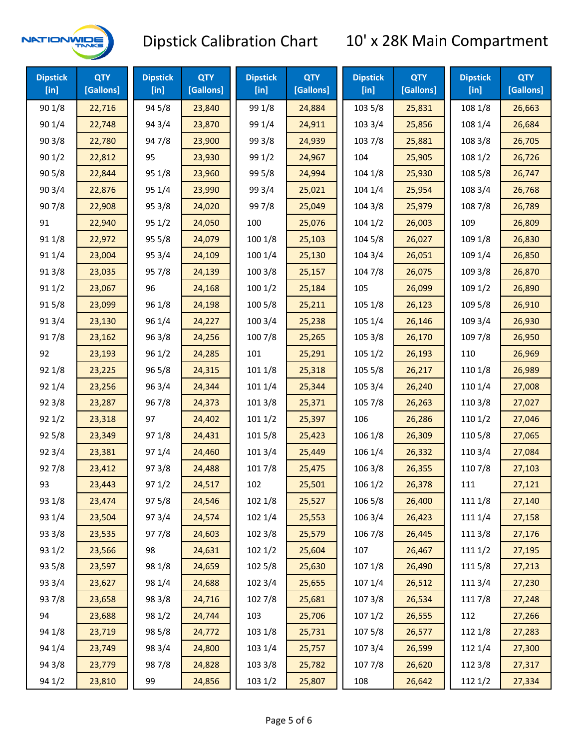# Dipstick Calibration Chart — 10' x 28K Main Compartment

| Dipstick [in] | QTY [Gallons] | Dipstick [in] | QTY [Gallons] | Dipstick [in] | QTY [Gallons] | Dipstick [in] | QTY [Gallons] | Dipstick [in] | QTY [Gallons] |
|---|---|---|---|---|---|---|---|---|---|
| 90 1/8 | 22,716 | 94 5/8 | 23,840 | 99 1/8 | 24,884 | 103 5/8 | 25,831 | 108 1/8 | 26,663 |
| 90 1/4 | 22,748 | 94 3/4 | 23,870 | 99 1/4 | 24,911 | 103 3/4 | 25,856 | 108 1/4 | 26,684 |
| 90 3/8 | 22,780 | 94 7/8 | 23,900 | 99 3/8 | 24,939 | 103 7/8 | 25,881 | 108 3/8 | 26,705 |
| 90 1/2 | 22,812 | 95 | 23,930 | 99 1/2 | 24,967 | 104 | 25,905 | 108 1/2 | 26,726 |
| 90 5/8 | 22,844 | 95 1/8 | 23,960 | 99 5/8 | 24,994 | 104 1/8 | 25,930 | 108 5/8 | 26,747 |
| 90 3/4 | 22,876 | 95 1/4 | 23,990 | 99 3/4 | 25,021 | 104 1/4 | 25,954 | 108 3/4 | 26,768 |
| 90 7/8 | 22,908 | 95 3/8 | 24,020 | 99 7/8 | 25,049 | 104 3/8 | 25,979 | 108 7/8 | 26,789 |
| 91 | 22,940 | 95 1/2 | 24,050 | 100 | 25,076 | 104 1/2 | 26,003 | 109 | 26,809 |
| 91 1/8 | 22,972 | 95 5/8 | 24,079 | 100 1/8 | 25,103 | 104 5/8 | 26,027 | 109 1/8 | 26,830 |
| 91 1/4 | 23,004 | 95 3/4 | 24,109 | 100 1/4 | 25,130 | 104 3/4 | 26,051 | 109 1/4 | 26,850 |
| 91 3/8 | 23,035 | 95 7/8 | 24,139 | 100 3/8 | 25,157 | 104 7/8 | 26,075 | 109 3/8 | 26,870 |
| 91 1/2 | 23,067 | 96 | 24,168 | 100 1/2 | 25,184 | 105 | 26,099 | 109 1/2 | 26,890 |
| 91 5/8 | 23,099 | 96 1/8 | 24,198 | 100 5/8 | 25,211 | 105 1/8 | 26,123 | 109 5/8 | 26,910 |
| 91 3/4 | 23,130 | 96 1/4 | 24,227 | 100 3/4 | 25,238 | 105 1/4 | 26,146 | 109 3/4 | 26,930 |
| 91 7/8 | 23,162 | 96 3/8 | 24,256 | 100 7/8 | 25,265 | 105 3/8 | 26,170 | 109 7/8 | 26,950 |
| 92 | 23,193 | 96 1/2 | 24,285 | 101 | 25,291 | 105 1/2 | 26,193 | 110 | 26,969 |
| 92 1/8 | 23,225 | 96 5/8 | 24,315 | 101 1/8 | 25,318 | 105 5/8 | 26,217 | 110 1/8 | 26,989 |
| 92 1/4 | 23,256 | 96 3/4 | 24,344 | 101 1/4 | 25,344 | 105 3/4 | 26,240 | 110 1/4 | 27,008 |
| 92 3/8 | 23,287 | 96 7/8 | 24,373 | 101 3/8 | 25,371 | 105 7/8 | 26,263 | 110 3/8 | 27,027 |
| 92 1/2 | 23,318 | 97 | 24,402 | 101 1/2 | 25,397 | 106 | 26,286 | 110 1/2 | 27,046 |
| 92 5/8 | 23,349 | 97 1/8 | 24,431 | 101 5/8 | 25,423 | 106 1/8 | 26,309 | 110 5/8 | 27,065 |
| 92 3/4 | 23,381 | 97 1/4 | 24,460 | 101 3/4 | 25,449 | 106 1/4 | 26,332 | 110 3/4 | 27,084 |
| 92 7/8 | 23,412 | 97 3/8 | 24,488 | 101 7/8 | 25,475 | 106 3/8 | 26,355 | 110 7/8 | 27,103 |
| 93 | 23,443 | 97 1/2 | 24,517 | 102 | 25,501 | 106 1/2 | 26,378 | 111 | 27,121 |
| 93 1/8 | 23,474 | 97 5/8 | 24,546 | 102 1/8 | 25,527 | 106 5/8 | 26,400 | 111 1/8 | 27,140 |
| 93 1/4 | 23,504 | 97 3/4 | 24,574 | 102 1/4 | 25,553 | 106 3/4 | 26,423 | 111 1/4 | 27,158 |
| 93 3/8 | 23,535 | 97 7/8 | 24,603 | 102 3/8 | 25,579 | 106 7/8 | 26,445 | 111 3/8 | 27,176 |
| 93 1/2 | 23,566 | 98 | 24,631 | 102 1/2 | 25,604 | 107 | 26,467 | 111 1/2 | 27,195 |
| 93 5/8 | 23,597 | 98 1/8 | 24,659 | 102 5/8 | 25,630 | 107 1/8 | 26,490 | 111 5/8 | 27,213 |
| 93 3/4 | 23,627 | 98 1/4 | 24,688 | 102 3/4 | 25,655 | 107 1/4 | 26,512 | 111 3/4 | 27,230 |
| 93 7/8 | 23,658 | 98 3/8 | 24,716 | 102 7/8 | 25,681 | 107 3/8 | 26,534 | 111 7/8 | 27,248 |
| 94 | 23,688 | 98 1/2 | 24,744 | 103 | 25,706 | 107 1/2 | 26,555 | 112 | 27,266 |
| 94 1/8 | 23,719 | 98 5/8 | 24,772 | 103 1/8 | 25,731 | 107 5/8 | 26,577 | 112 1/8 | 27,283 |
| 94 1/4 | 23,749 | 98 3/4 | 24,800 | 103 1/4 | 25,757 | 107 3/4 | 26,599 | 112 1/4 | 27,300 |
| 94 3/8 | 23,779 | 98 7/8 | 24,828 | 103 3/8 | 25,782 | 107 7/8 | 26,620 | 112 3/8 | 27,317 |
| 94 1/2 | 23,810 | 99 | 24,856 | 103 1/2 | 25,807 | 108 | 26,642 | 112 1/2 | 27,334 |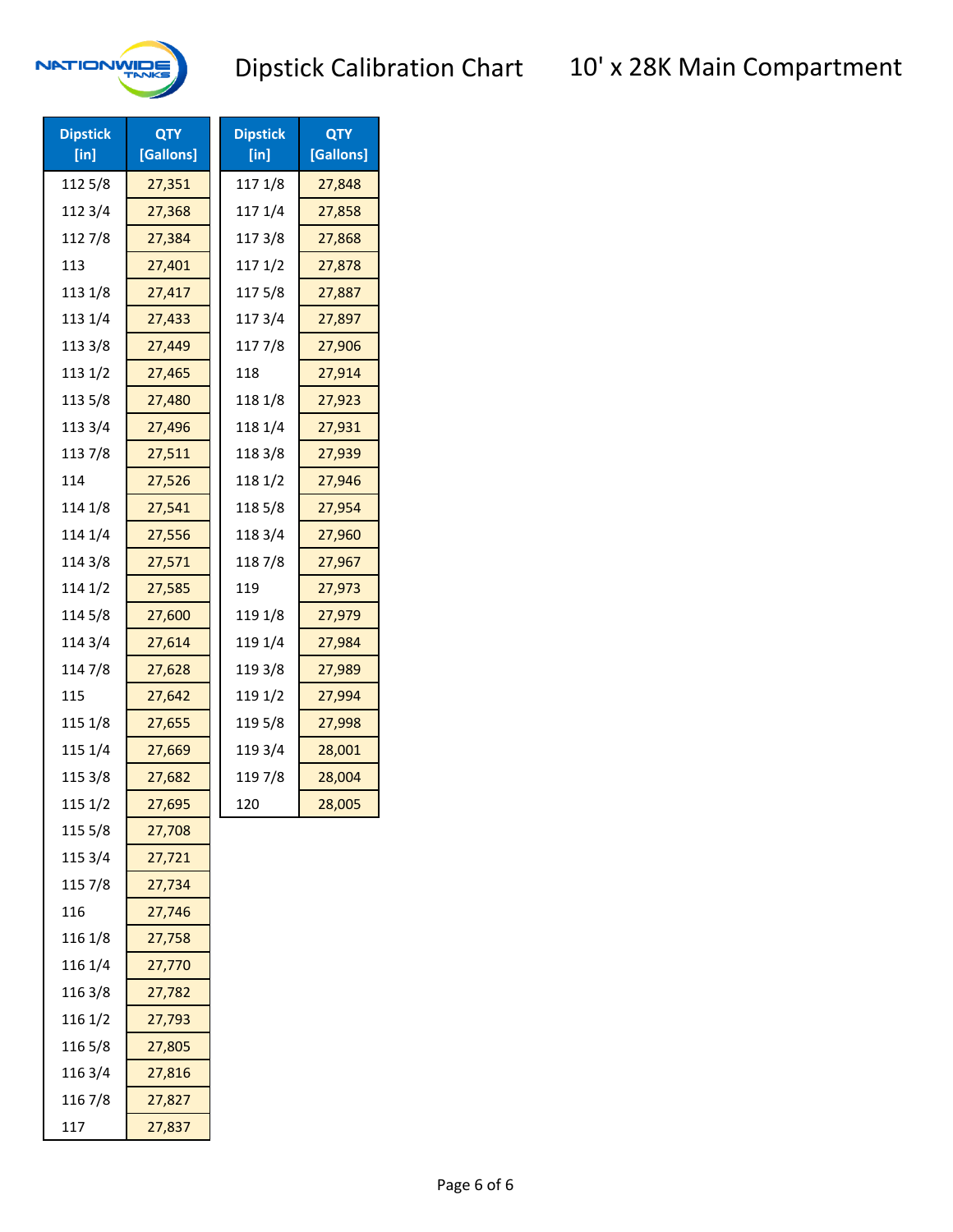# Dipstick Calibration Chart 10' x 28K Main Compartment

| Dipstick [in] | QTY [Gallons] |
|---|---|
| 112 5/8 | 27,351 |
| 112 3/4 | 27,368 |
| 112 7/8 | 27,384 |
| 113 | 27,401 |
| 113 1/8 | 27,417 |
| 113 1/4 | 27,433 |
| 113 3/8 | 27,449 |
| 113 1/2 | 27,465 |
| 113 5/8 | 27,480 |
| 113 3/4 | 27,496 |
| 113 7/8 | 27,511 |
| 114 | 27,526 |
| 114 1/8 | 27,541 |
| 114 1/4 | 27,556 |
| 114 3/8 | 27,571 |
| 114 1/2 | 27,585 |
| 114 5/8 | 27,600 |
| 114 3/4 | 27,614 |
| 114 7/8 | 27,628 |
| 115 | 27,642 |
| 115 1/8 | 27,655 |
| 115 1/4 | 27,669 |
| 115 3/8 | 27,682 |
| 115 1/2 | 27,695 |
| 115 5/8 | 27,708 |
| 115 3/4 | 27,721 |
| 115 7/8 | 27,734 |
| 116 | 27,746 |
| 116 1/8 | 27,758 |
| 116 1/4 | 27,770 |
| 116 3/8 | 27,782 |
| 116 1/2 | 27,793 |
| 116 5/8 | 27,805 |
| 116 3/4 | 27,816 |
| 116 7/8 | 27,827 |
| 117 | 27,837 |

| Dipstick [in] | QTY [Gallons] |
|---|---|
| 117 1/8 | 27,848 |
| 117 1/4 | 27,858 |
| 117 3/8 | 27,868 |
| 117 1/2 | 27,878 |
| 117 5/8 | 27,887 |
| 117 3/4 | 27,897 |
| 117 7/8 | 27,906 |
| 118 | 27,914 |
| 118 1/8 | 27,923 |
| 118 1/4 | 27,931 |
| 118 3/8 | 27,939 |
| 118 1/2 | 27,946 |
| 118 5/8 | 27,954 |
| 118 3/4 | 27,960 |
| 118 7/8 | 27,967 |
| 119 | 27,973 |
| 119 1/8 | 27,979 |
| 119 1/4 | 27,984 |
| 119 3/8 | 27,989 |
| 119 1/2 | 27,994 |
| 119 5/8 | 27,998 |
| 119 3/4 | 28,001 |
| 119 7/8 | 28,004 |
| 120 | 28,005 |